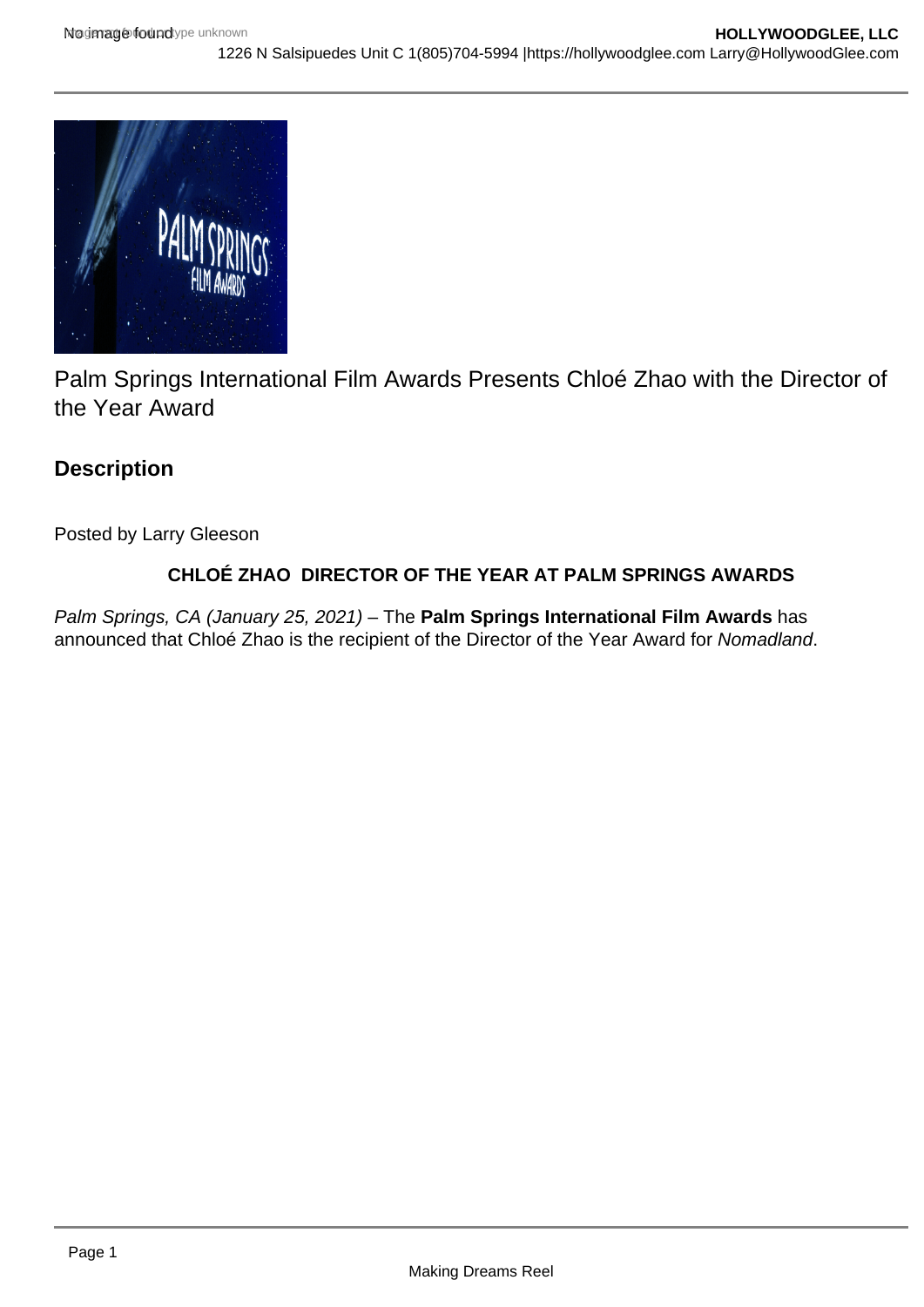Palm Springs International Film Awards Presents Chloé Zhao with the Director of the Year Award

## Description

Posted by Larry Gleeson

**CHLOÉ ZHAO DIRECTOR OF THE YEAR AT PALM SPRINGS AWARDS**

*Palm Springs, CA (January 25, 2021)* – The **Palm Springs International Film Awards** has announced that Chloé Zhao is the recipient of the Director of the Year Award for *Nomadland*.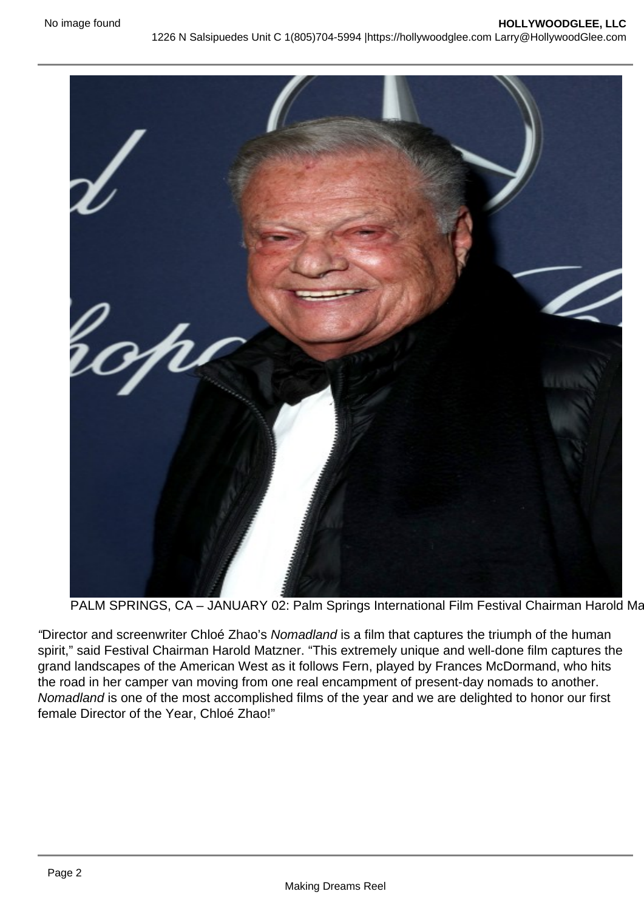PALM SPRINGS, CA – JANUARY 02: Palm Springs International Film Festival Chairman Harold Ma

"Director and screenwriter Chloé Zhao's *Nomadland* is a film that captures the triumph of the human spirit," said Festival Chairman Harold Matzner. "This extremely unique and well-done film captures the grand landscapes of the American West as it follows Fern, played by Frances McDormand, who hits the road in her camper van moving from one real encampment of present-day nomads to another. *Nomadland* is one of the most accomplished films of the year and we are delighted to honor our first female Director of the Year, Chloé Zhao!"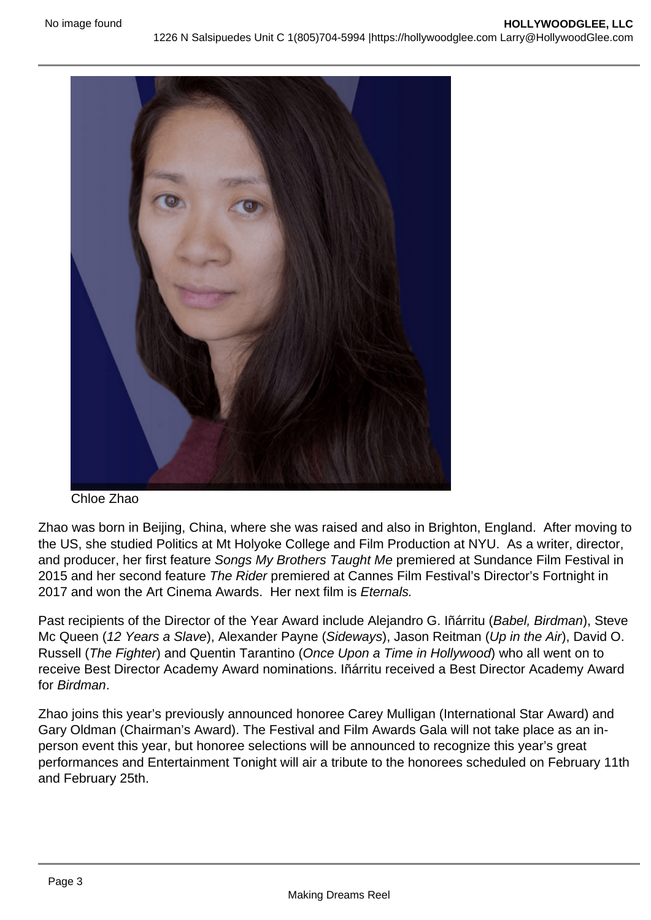Chloe Zhao

Zhao was born in Beijing, China, where she was raised and also in Brighton, England. After moving to the US, she studied Politics at Mt Holyoke College and Film Production at NYU. As a writer, director, and producer, her first feature *Songs My Brothers Taught Me* premiered at Sundance Film Festival in 2015 and her second feature *The Rider* premiered at Cannes Film Festival's Director's Fortnight in 2017 and won the Art Cinema Awards. Her next film is *Eternals.*

Past recipients of the Director of the Year Award include Alejandro G. Iñárritu (*Babel, Birdman*), Steve Mc Queen (*12 Years a Slave*), Alexander Payne (*Sideways*), Jason Reitman (*Up in the Air*), David O. Russell (*The Fighter*) and Quentin Tarantino (*Once Upon a Time in Hollywood*) who all went on to receive Best Director Academy Award nominations. Iñárritu received a Best Director Academy Award for *Birdman*.

Zhao joins this year's previously announced honoree Carey Mulligan (International Star Award) and Gary Oldman (Chairman's Award). The Festival and Film Awards Gala will not take place as an in-person event this year, but honoree selections will be announced to recognize this year's great performances and Entertainment Tonight will air a tribute to the honorees scheduled on February 11th and February 25th.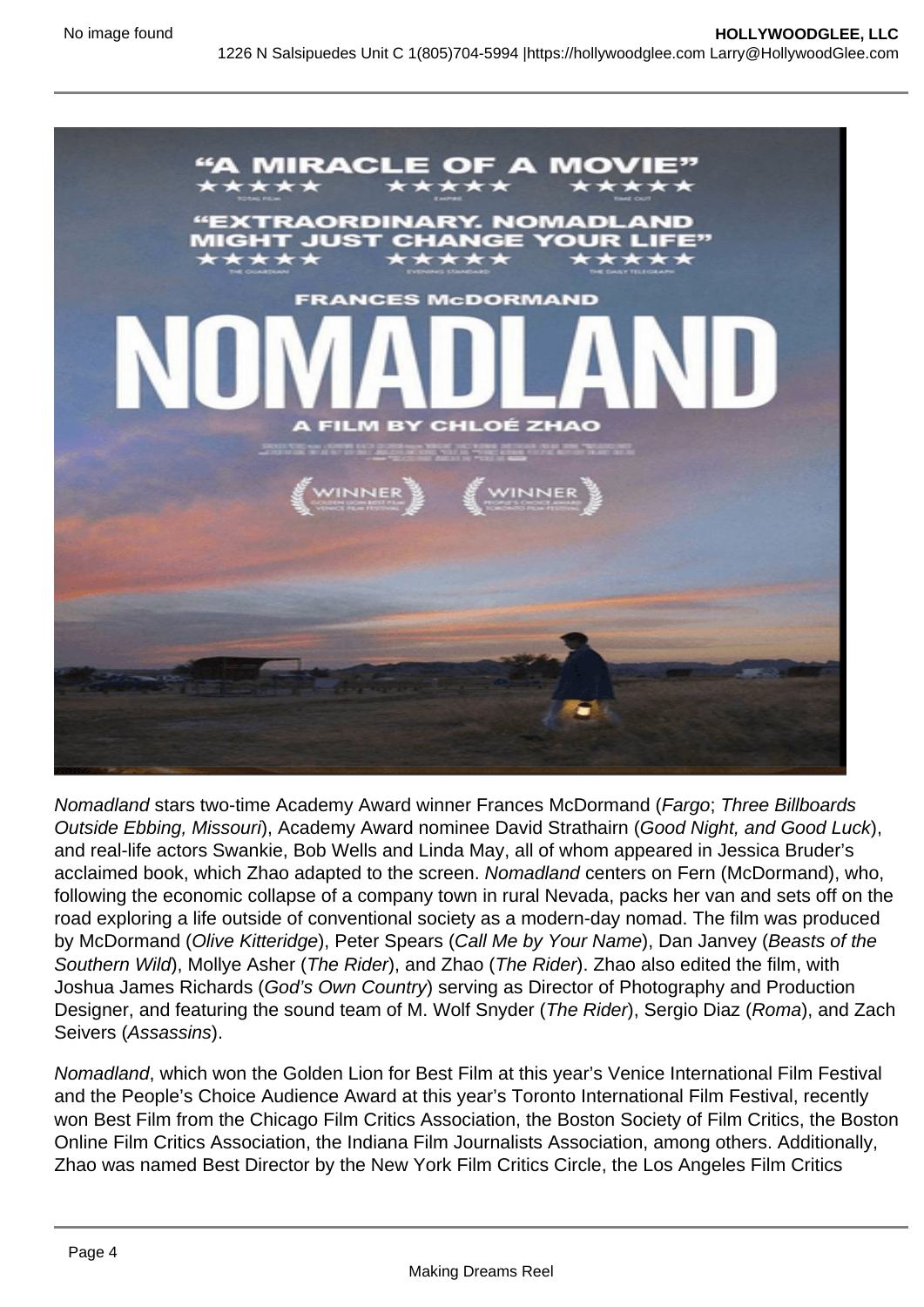*Nomadland* stars two-time Academy Award winner Frances McDormand (*Fargo*; *Three Billboards Outside Ebbing, Missouri*), Academy Award nominee David Strathairn (*Good Night, and Good Luck*), and real-life actors Swankie, Bob Wells and Linda May, all of whom appeared in Jessica Bruder's acclaimed book, which Zhao adapted to the screen. *Nomadland* centers on Fern (McDormand), who, following the economic collapse of a company town in rural Nevada, packs her van and sets off on the road exploring a life outside of conventional society as a modern-day nomad. The film was produced by McDormand (*Olive Kitteridge*), Peter Spears (*Call Me by Your Name*), Dan Janvey (*Beasts of the Southern Wild*), Mollye Asher (*The Rider*), and Zhao (*The Rider*). Zhao also edited the film, with Joshua James Richards (*God's Own Country*) serving as Director of Photography and Production Designer, and featuring the sound team of M. Wolf Snyder (*The Rider*), Sergio Diaz (*Roma*), and Zach Seivers (*Assassins*).

*Nomadland*, which won the Golden Lion for Best Film at this year's Venice International Film Festival and the People's Choice Audience Award at this year's Toronto International Film Festival, recently won Best Film from the Chicago Film Critics Association, the Boston Society of Film Critics, the Boston Online Film Critics Association, the Indiana Film Journalists Association, among others. Additionally, Zhao was named Best Director by the New York Film Critics Circle, the Los Angeles Film Critics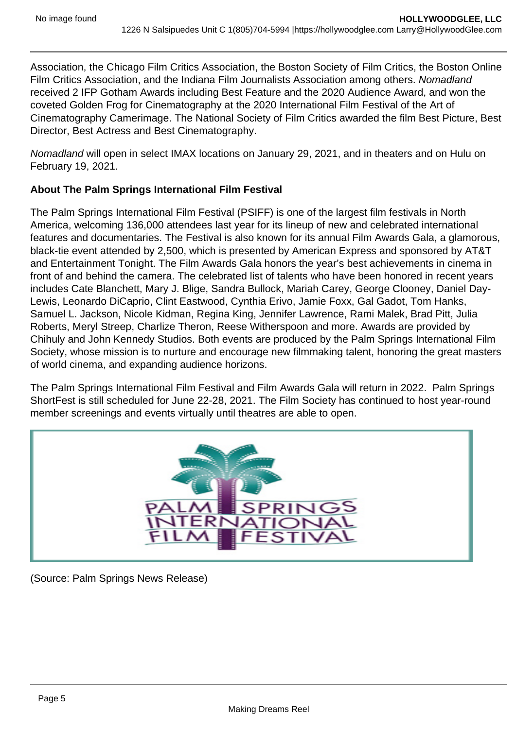Association, the Chicago Film Critics Association, the Boston Society of Film Critics, the Boston Online Film Critics Association, and the Indiana Film Journalists Association among others. *Nomadland* received 2 IFP Gotham Awards including Best Feature and the 2020 Audience Award, and won the coveted Golden Frog for Cinematography at the 2020 International Film Festival of the Art of Cinematography Camerimage. The National Society of Film Critics awarded the film Best Picture, Best Director, Best Actress and Best Cinematography.

*Nomadland* will open in select IMAX locations on January 29, 2021, and in theaters and on Hulu on February 19, 2021.

**About The Palm Springs International Film Festival**

The Palm Springs International Film Festival (PSIFF) is one of the largest film festivals in North America, welcoming 136,000 attendees last year for its lineup of new and celebrated international features and documentaries. The Festival is also known for its annual Film Awards Gala, a glamorous, black-tie event attended by 2,500, which is presented by American Express and sponsored by AT&T and Entertainment Tonight. The Film Awards Gala honors the year's best achievements in cinema in front of and behind the camera. The celebrated list of talents who have been honored in recent years includes Cate Blanchett, Mary J. Blige, Sandra Bullock, Mariah Carey, George Clooney, Daniel Day-Lewis, Leonardo DiCaprio, Clint Eastwood, Cynthia Erivo, Jamie Foxx, Gal Gadot, Tom Hanks, Samuel L. Jackson, Nicole Kidman, Regina King, Jennifer Lawrence, Rami Malek, Brad Pitt, Julia Roberts, Meryl Streep, Charlize Theron, Reese Witherspoon and more. Awards are provided by Chihuly and John Kennedy Studios. Both events are produced by the Palm Springs International Film Society, whose mission is to nurture and encourage new filmmaking talent, honoring the great masters of world cinema, and expanding audience horizons.

The Palm Springs International Film Festival and Film Awards Gala will return in 2022. Palm Springs ShortFest is still scheduled for June 22-28, 2021. The Film Society has continued to host year-round member screenings and events virtually until theatres are able to open.

(Source: Palm Springs News Release)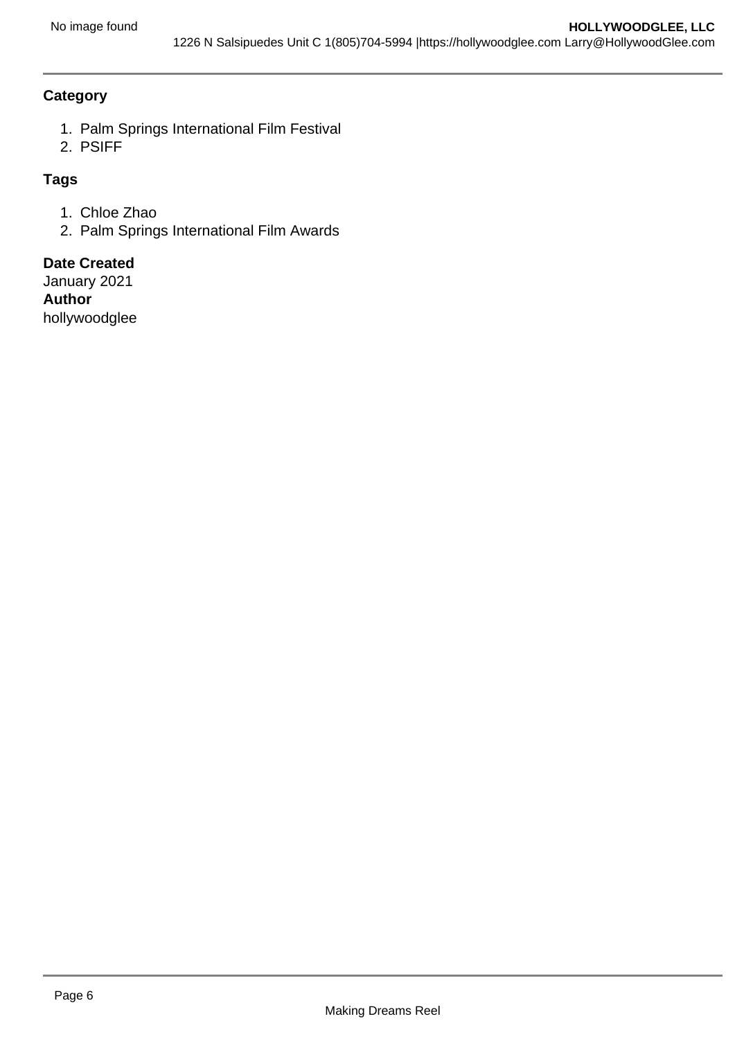**Category**

1. Palm Springs International Film Festival
2. PSIFF

**Tags**

1. Chloe Zhao
2. Palm Springs International Film Awards

**Date Created**
January 2021
**Author**
hollywoodglee